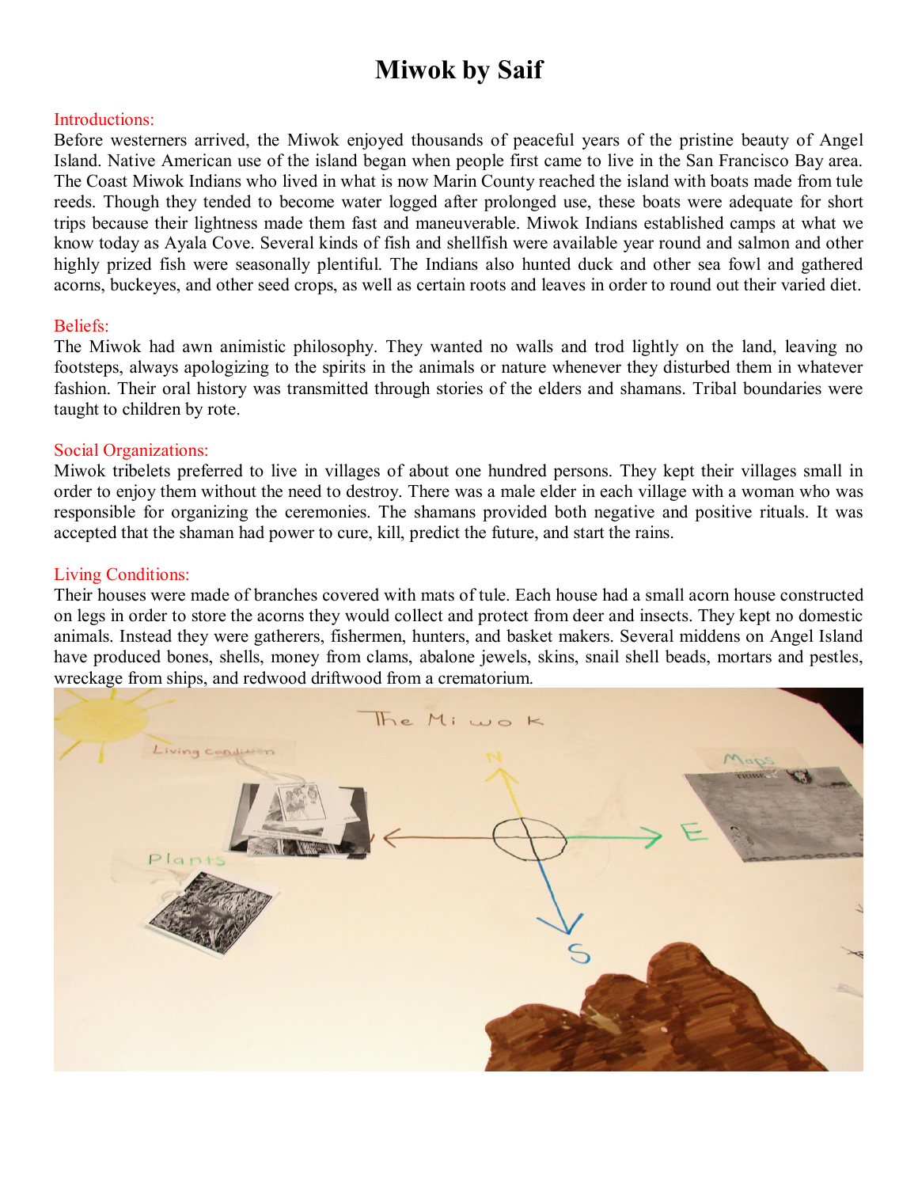# Miwok by Saif

## Introductions:

Before westerners arrived, the Miwok enjoyed thousands of peaceful years of the pristine beauty of Angel Island. Native American use of the island began when people first came to live in the San Francisco Bay area. The Coast Miwok Indians who lived in what is now Marin County reached the island with boats made from tule reeds. Though they tended to become water logged after prolonged use, these boats were adequate for short trips because their lightness made them fast and maneuverable. Miwok Indians established camps at what we know today as Ayala Cove. Several kinds of fish and shellfish were available year round and salmon and other highly prized fish were seasonally plentiful. The Indians also hunted duck and other sea fowl and gathered acorns, buckeyes, and other seed crops, as well as certain roots and leaves in order to round out their varied diet.

## Beliefs:

The Miwok had awn animistic philosophy. They wanted no walls and trod lightly on the land, leaving no footsteps, always apologizing to the spirits in the animals or nature whenever they disturbed them in whatever fashion. Their oral history was transmitted through stories of the elders and shamans. Tribal boundaries were taught to children by rote.

## Social Organizations:

Miwok tribelets preferred to live in villages of about one hundred persons. They kept their villages small in order to enjoy them without the need to destroy. There was a male elder in each village with a woman who was responsible for organizing the ceremonies. The shamans provided both negative and positive rituals. It was accepted that the shaman had power to cure, kill, predict the future, and start the rains.

## Living Conditions:

Their houses were made of branches covered with mats of tule. Each house had a small acorn house constructed on legs in order to store the acorns they would collect and protect from deer and insects. They kept no domestic animals. Instead they were gatherers, fishermen, hunters, and basket makers. Several middens on Angel Island have produced bones, shells, money from clams, abalone jewels, skins, snail shell beads, mortars and pestles, wreckage from ships, and redwood driftwood from a crematorium.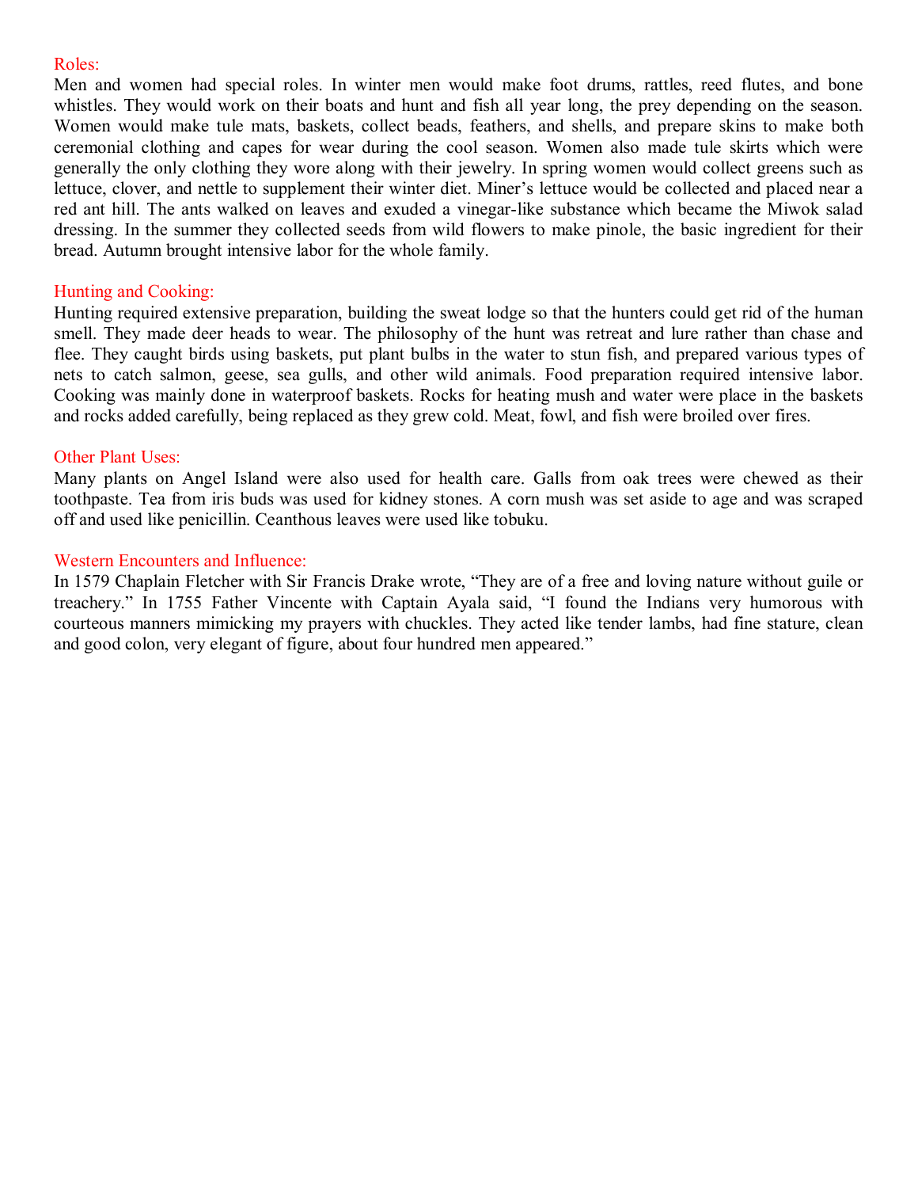## Roles:

Men and women had special roles. In winter men would make foot drums, rattles, reed flutes, and bone whistles. They would work on their boats and hunt and fish all year long, the prey depending on the season. Women would make tule mats, baskets, collect beads, feathers, and shells, and prepare skins to make both ceremonial clothing and capes for wear during the cool season. Women also made tule skirts which were generally the only clothing they wore along with their jewelry. In spring women would collect greens such as lettuce, clover, and nettle to supplement their winter diet. Miner's lettuce would be collected and placed near a red ant hill. The ants walked on leaves and exuded a vinegar-like substance which became the Miwok salad dressing. In the summer they collected seeds from wild flowers to make pinole, the basic ingredient for their bread. Autumn brought intensive labor for the whole family.

## Hunting and Cooking:

Hunting required extensive preparation, building the sweat lodge so that the hunters could get rid of the human smell. They made deer heads to wear. The philosophy of the hunt was retreat and lure rather than chase and flee. They caught birds using baskets, put plant bulbs in the water to stun fish, and prepared various types of nets to catch salmon, geese, sea gulls, and other wild animals. Food preparation required intensive labor. Cooking was mainly done in waterproof baskets. Rocks for heating mush and water were place in the baskets and rocks added carefully, being replaced as they grew cold. Meat, fowl, and fish were broiled over fires.

## Other Plant Uses:

Many plants on Angel Island were also used for health care. Galls from oak trees were chewed as their toothpaste. Tea from iris buds was used for kidney stones. A corn mush was set aside to age and was scraped off and used like penicillin. Ceanthous leaves were used like tobuku.

## Western Encounters and Influence:

In 1579 Chaplain Fletcher with Sir Francis Drake wrote, "They are of a free and loving nature without guile or treachery." In 1755 Father Vincente with Captain Ayala said, "I found the Indians very humorous with courteous manners mimicking my prayers with chuckles. They acted like tender lambs, had fine stature, clean and good colon, very elegant of figure, about four hundred men appeared."